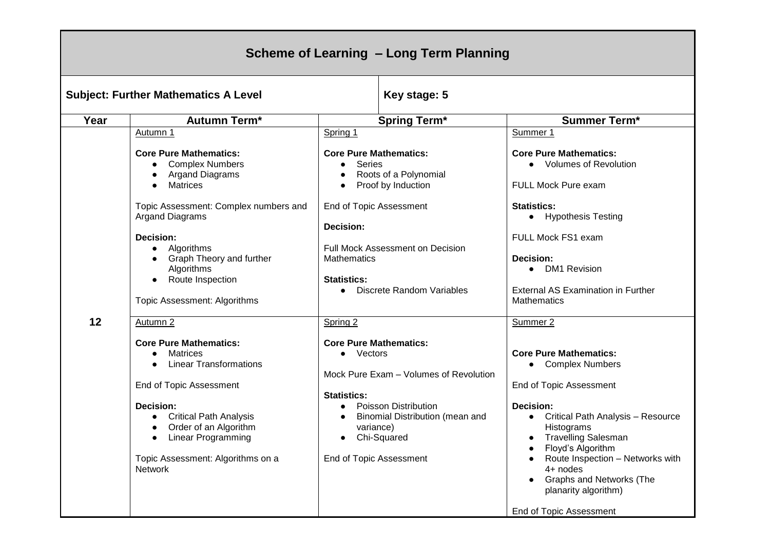# Scheme of Learning – Long Term Planning

| **Subject: Further Mathematics A Level** | **Key stage: 5** | | |
|---|---|---|---|
| **Year** | **Autumn Term*** | **Spring Term*** | **Summer Term*** |
| **12** | Autumn 1<br><br>**Core Pure Mathematics:**<br>• Complex Numbers<br>• Argand Diagrams<br>• Matrices<br><br>Topic Assessment: Complex numbers and Argand Diagrams<br><br>**Decision:**<br>• Algorithms<br>• Graph Theory and further Algorithms<br>• Route Inspection<br><br>Topic Assessment: Algorithms | Spring 1<br><br>**Core Pure Mathematics:**<br>• Series<br>• Roots of a Polynomial<br>• Proof by Induction<br><br>End of Topic Assessment<br><br>**Decision:**<br><br>Full Mock Assessment on Decision Mathematics<br><br>**Statistics:**<br>• Discrete Random Variables | Summer 1<br><br>**Core Pure Mathematics:**<br>• Volumes of Revolution<br><br>FULL Mock Pure exam<br><br>**Statistics:**<br>• Hypothesis Testing<br><br>FULL Mock FS1 exam<br><br>**Decision:**<br>• DM1 Revision<br><br>External AS Examination in Further Mathematics |
| | Autumn 2<br><br>**Core Pure Mathematics:**<br>• Matrices<br>• Linear Transformations<br><br>End of Topic Assessment<br><br>**Decision:**<br>• Critical Path Analysis<br>• Order of an Algorithm<br>• Linear Programming<br><br>Topic Assessment: Algorithms on a Network | Spring 2<br><br>**Core Pure Mathematics:**<br>• Vectors<br><br>Mock Pure Exam – Volumes of Revolution<br><br>**Statistics:**<br>• Poisson Distribution<br>• Binomial Distribution (mean and variance)<br>• Chi-Squared<br><br>End of Topic Assessment | Summer 2<br><br>**Core Pure Mathematics:**<br>• Complex Numbers<br><br>End of Topic Assessment<br><br>**Decision:**<br>• Critical Path Analysis – Resource Histograms<br>• Travelling Salesman<br>• Floyd's Algorithm<br>• Route Inspection – Networks with 4+ nodes<br>• Graphs and Networks (The planarity algorithm)<br><br>End of Topic Assessment |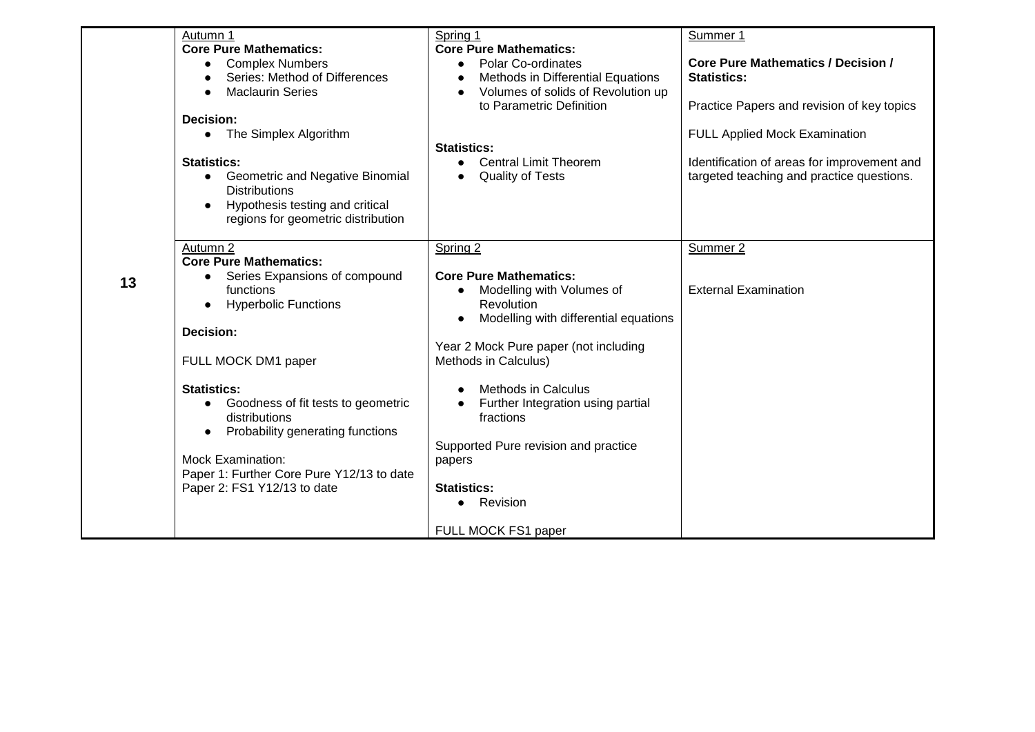| | | | |
|---|---|---|---|
| **13** | Autumn 1<br>**Core Pure Mathematics:**<br>• Complex Numbers<br>• Series: Method of Differences<br>• Maclaurin Series<br><br>**Decision:**<br>• The Simplex Algorithm<br><br>**Statistics:**<br>• Geometric and Negative Binomial Distributions<br>• Hypothesis testing and critical regions for geometric distribution | Spring 1<br>**Core Pure Mathematics:**<br>• Polar Co-ordinates<br>• Methods in Differential Equations<br>• Volumes of solids of Revolution up to Parametric Definition<br><br>**Statistics:**<br>• Central Limit Theorem<br>• Quality of Tests | Summer 1<br><br>**Core Pure Mathematics / Decision / Statistics:**<br><br>Practice Papers and revision of key topics<br><br>FULL Applied Mock Examination<br><br>Identification of areas for improvement and targeted teaching and practice questions. |
| | Autumn 2<br>**Core Pure Mathematics:**<br>• Series Expansions of compound functions<br>• Hyperbolic Functions<br><br>**Decision:**<br><br>FULL MOCK DM1 paper<br><br>**Statistics:**<br>• Goodness of fit tests to geometric distributions<br>• Probability generating functions<br><br>Mock Examination:<br>Paper 1: Further Core Pure Y12/13 to date<br>Paper 2: FS1 Y12/13 to date | Spring 2<br><br>**Core Pure Mathematics:**<br>• Modelling with Volumes of Revolution<br>• Modelling with differential equations<br><br>Year 2 Mock Pure paper (not including Methods in Calculus)<br><br>• Methods in Calculus<br>• Further Integration using partial fractions<br><br>Supported Pure revision and practice papers<br><br>**Statistics:**<br>• Revision<br><br>FULL MOCK FS1 paper | Summer 2<br><br><br>External Examination |